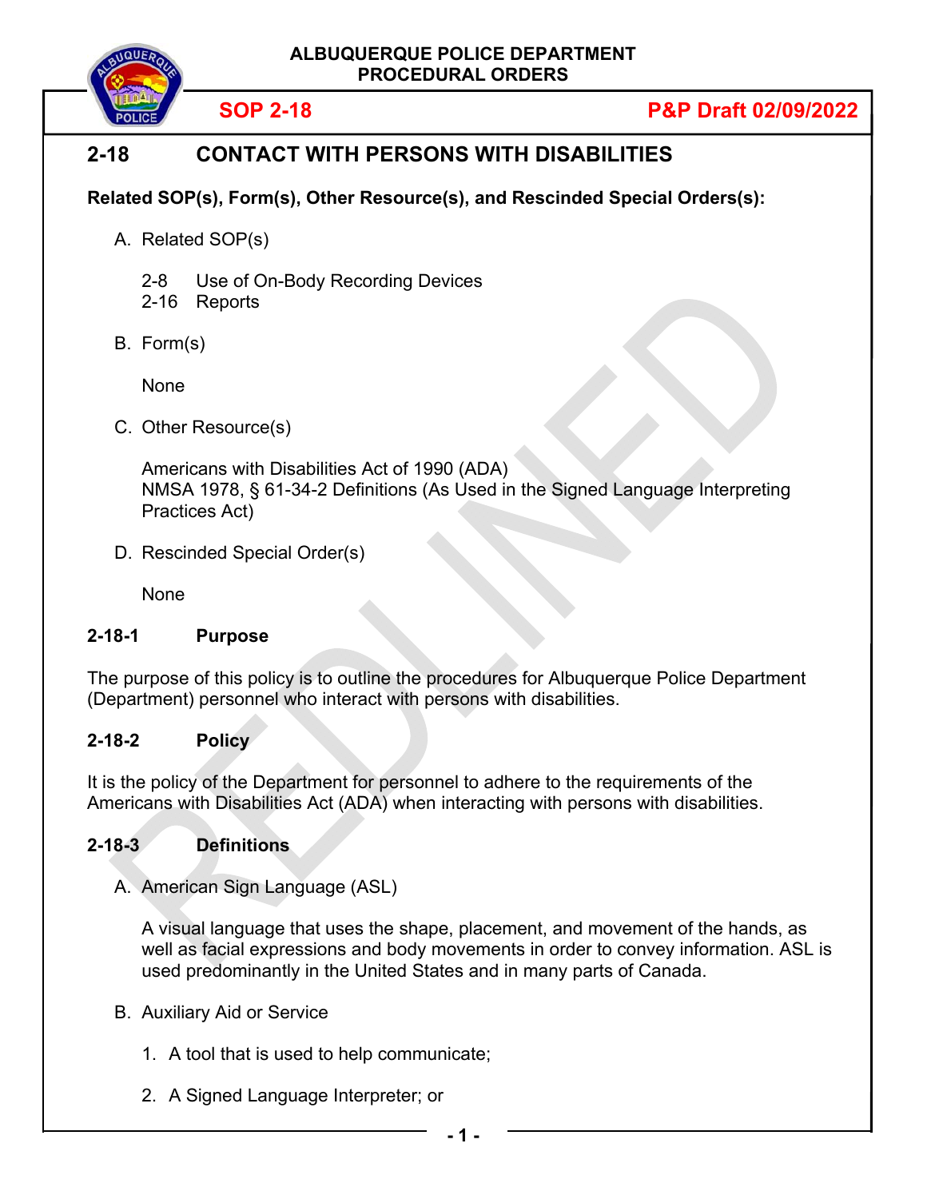ALBUQUERQUE POLICE DEPARTMENT
PROCEDURAL ORDERS

**SOP 2-18** **P&P Draft 02/09/2022**

# 2-18 CONTACT WITH PERSONS WITH DISABILITIES

**Related SOP(s), Form(s), Other Resource(s), and Rescinded Special Orders(s):**

A. Related SOP(s)

2-8 Use of On-Body Recording Devices
2-16 Reports

B. Form(s)

None

C. Other Resource(s)

Americans with Disabilities Act of 1990 (ADA)
NMSA 1978, § 61-34-2 Definitions (As Used in the Signed Language Interpreting Practices Act)

D. Rescinded Special Order(s)

None

## 2-18-1 Purpose

The purpose of this policy is to outline the procedures for Albuquerque Police Department (Department) personnel who interact with persons with disabilities.

## 2-18-2 Policy

It is the policy of the Department for personnel to adhere to the requirements of the Americans with Disabilities Act (ADA) when interacting with persons with disabilities.

## 2-18-3 Definitions

A. American Sign Language (ASL)

A visual language that uses the shape, placement, and movement of the hands, as well as facial expressions and body movements in order to convey information. ASL is used predominantly in the United States and in many parts of Canada.

B. Auxiliary Aid or Service

1. A tool that is used to help communicate;

2. A Signed Language Interpreter; or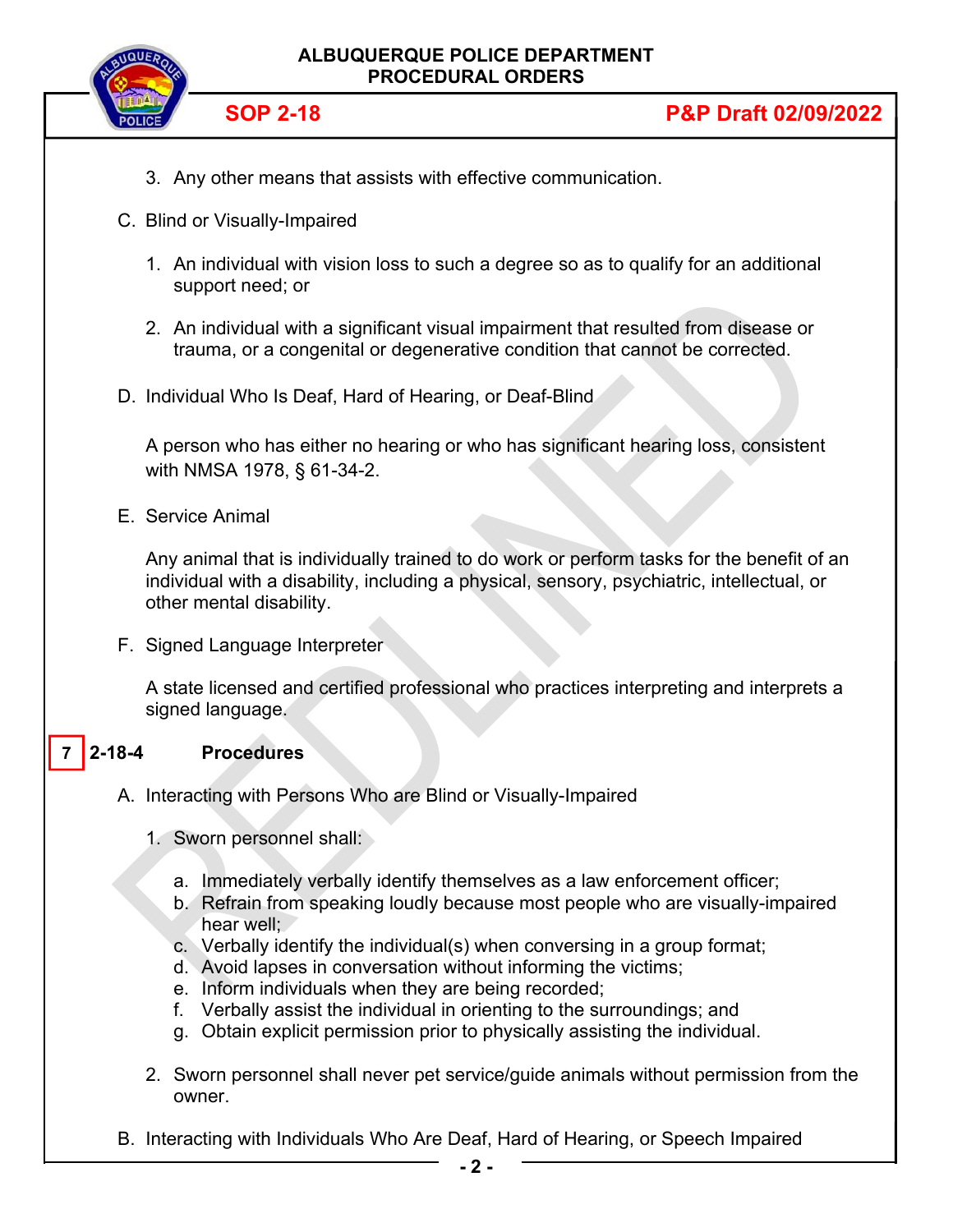3. Any other means that assists with effective communication.

C. Blind or Visually-Impaired

1. An individual with vision loss to such a degree so as to qualify for an additional support need; or

2. An individual with a significant visual impairment that resulted from disease or trauma, or a congenital or degenerative condition that cannot be corrected.

D. Individual Who Is Deaf, Hard of Hearing, or Deaf-Blind

A person who has either no hearing or who has significant hearing loss, consistent with NMSA 1978, § 61-34-2.

E. Service Animal

Any animal that is individually trained to do work or perform tasks for the benefit of an individual with a disability, including a physical, sensory, psychiatric, intellectual, or other mental disability.

F. Signed Language Interpreter

A state licensed and certified professional who practices interpreting and interprets a signed language.

## 7 2-18-4 Procedures

A. Interacting with Persons Who are Blind or Visually-Impaired

1. Sworn personnel shall:

   a. Immediately verbally identify themselves as a law enforcement officer;
   b. Refrain from speaking loudly because most people who are visually-impaired hear well;
   c. Verbally identify the individual(s) when conversing in a group format;
   d. Avoid lapses in conversation without informing the victims;
   e. Inform individuals when they are being recorded;
   f. Verbally assist the individual in orienting to the surroundings; and
   g. Obtain explicit permission prior to physically assisting the individual.

2. Sworn personnel shall never pet service/guide animals without permission from the owner.

B. Interacting with Individuals Who Are Deaf, Hard of Hearing, or Speech Impaired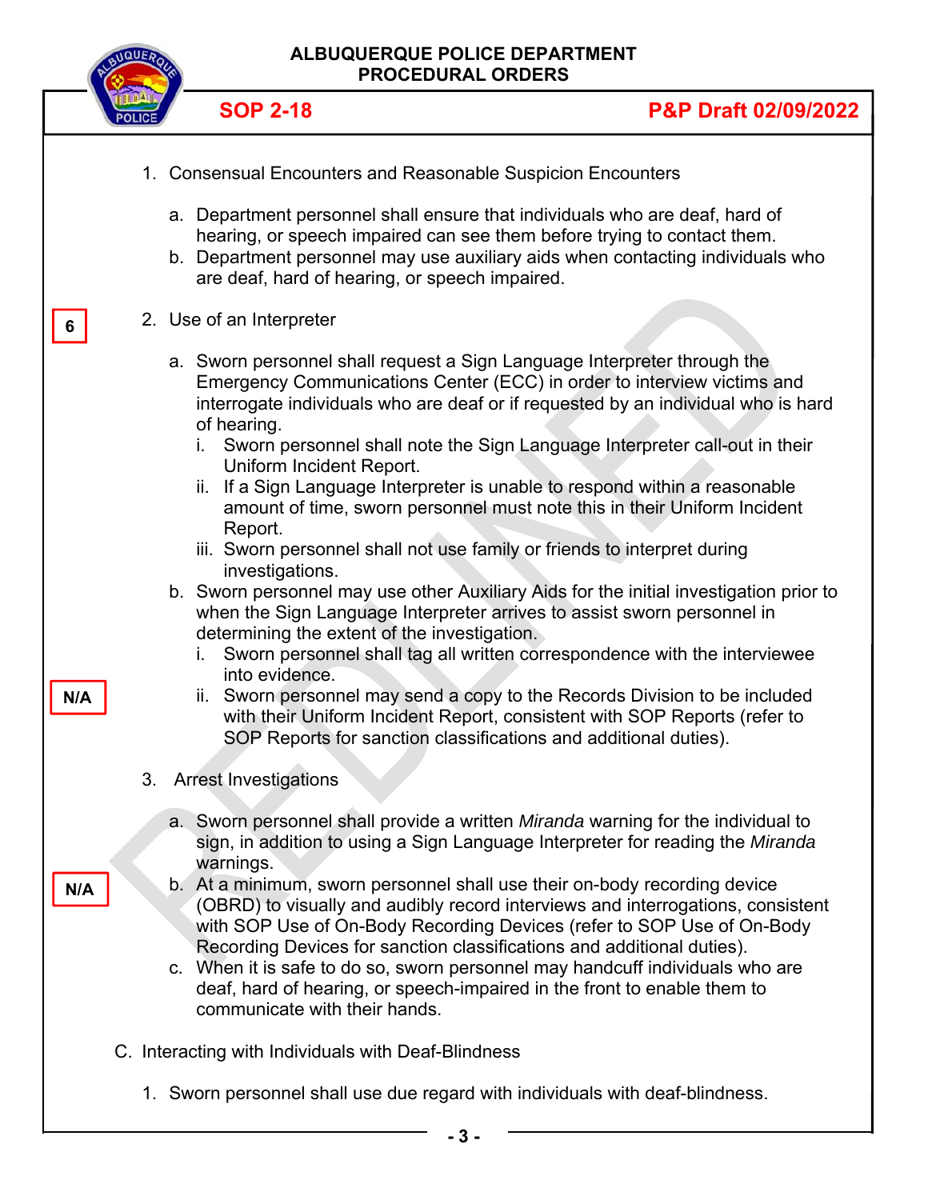1. Consensual Encounters and Reasonable Suspicion Encounters

    a. Department personnel shall ensure that individuals who are deaf, hard of hearing, or speech impaired can see them before trying to contact them.
    b. Department personnel may use auxiliary aids when contacting individuals who are deaf, hard of hearing, or speech impaired.

6

2. Use of an Interpreter

    a. Sworn personnel shall request a Sign Language Interpreter through the Emergency Communications Center (ECC) in order to interview victims and interrogate individuals who are deaf or if requested by an individual who is hard of hearing.
        i. Sworn personnel shall note the Sign Language Interpreter call-out in their Uniform Incident Report.
        ii. If a Sign Language Interpreter is unable to respond within a reasonable amount of time, sworn personnel must note this in their Uniform Incident Report.
        iii. Sworn personnel shall not use family or friends to interpret during investigations.
    b. Sworn personnel may use other Auxiliary Aids for the initial investigation prior to when the Sign Language Interpreter arrives to assist sworn personnel in determining the extent of the investigation.
        i. Sworn personnel shall tag all written correspondence with the interviewee into evidence.
        ii. Sworn personnel may send a copy to the Records Division to be included with their Uniform Incident Report, consistent with SOP Reports (refer to SOP Reports for sanction classifications and additional duties).

N/A

3. Arrest Investigations

    a. Sworn personnel shall provide a written *Miranda* warning for the individual to sign, in addition to using a Sign Language Interpreter for reading the *Miranda* warnings.
    b. At a minimum, sworn personnel shall use their on-body recording device (OBRD) to visually and audibly record interviews and interrogations, consistent with SOP Use of On-Body Recording Devices (refer to SOP Use of On-Body Recording Devices for sanction classifications and additional duties).
    c. When it is safe to do so, sworn personnel may handcuff individuals who are deaf, hard of hearing, or speech-impaired in the front to enable them to communicate with their hands.

N/A

C. Interacting with Individuals with Deaf-Blindness

1. Sworn personnel shall use due regard with individuals with deaf-blindness.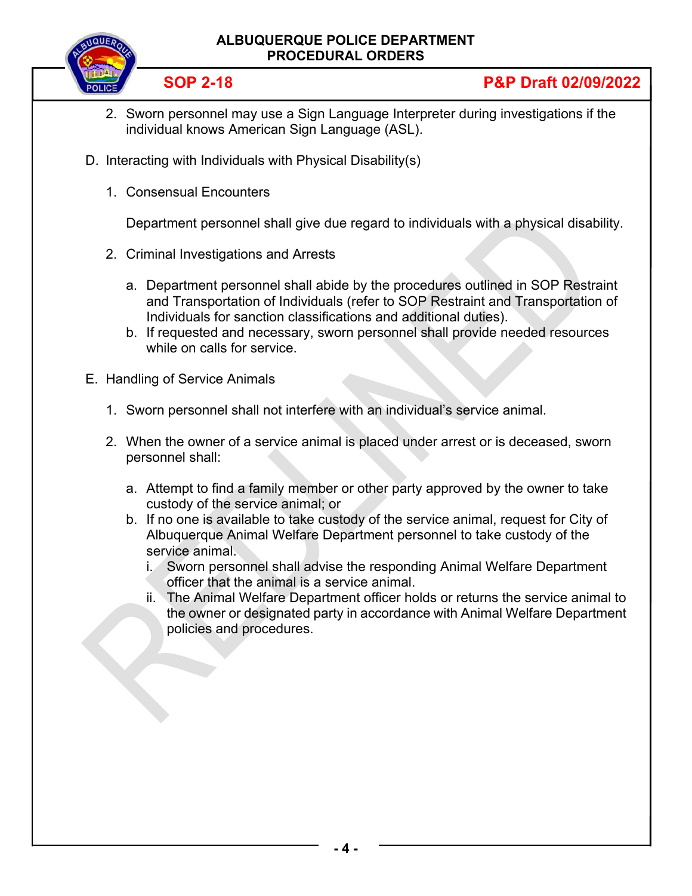2. Sworn personnel may use a Sign Language Interpreter during investigations if the individual knows American Sign Language (ASL).

D. Interacting with Individuals with Physical Disability(s)

   1. Consensual Encounters

      Department personnel shall give due regard to individuals with a physical disability.

   2. Criminal Investigations and Arrests

      a. Department personnel shall abide by the procedures outlined in SOP Restraint and Transportation of Individuals (refer to SOP Restraint and Transportation of Individuals for sanction classifications and additional duties).
      b. If requested and necessary, sworn personnel shall provide needed resources while on calls for service.

E. Handling of Service Animals

   1. Sworn personnel shall not interfere with an individual's service animal.

   2. When the owner of a service animal is placed under arrest or is deceased, sworn personnel shall:

      a. Attempt to find a family member or other party approved by the owner to take custody of the service animal; or
      b. If no one is available to take custody of the service animal, request for City of Albuquerque Animal Welfare Department personnel to take custody of the service animal.
         i. Sworn personnel shall advise the responding Animal Welfare Department officer that the animal is a service animal.
         ii. The Animal Welfare Department officer holds or returns the service animal to the owner or designated party in accordance with Animal Welfare Department policies and procedures.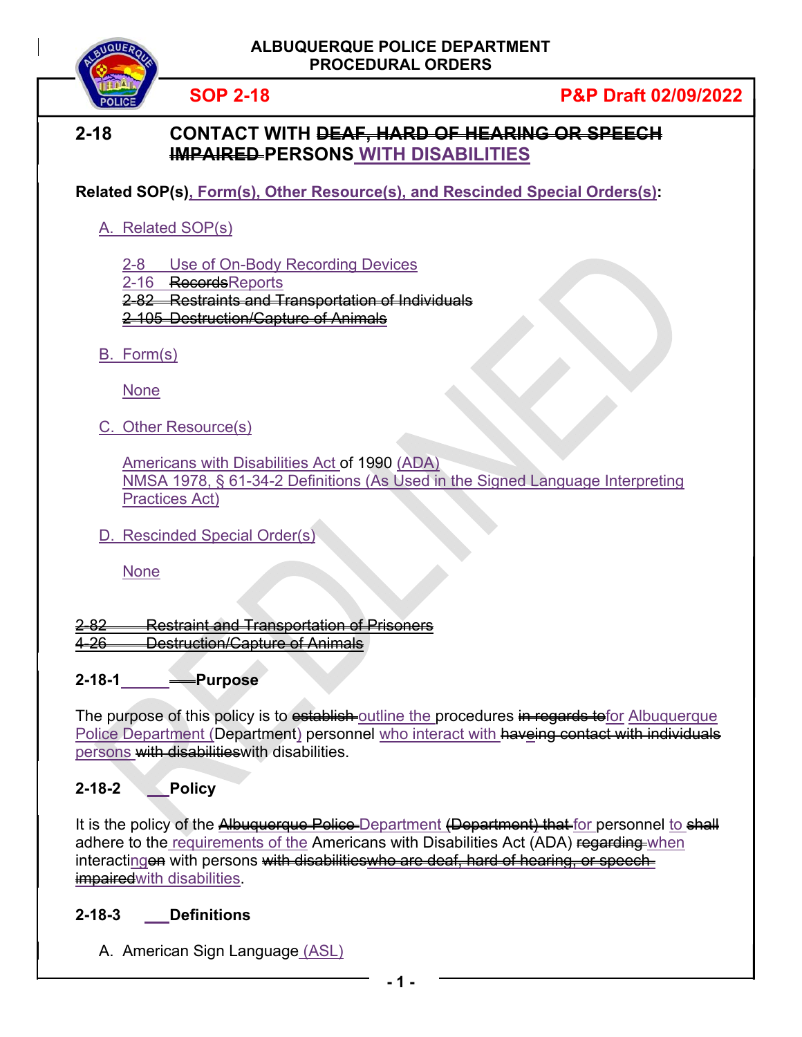**ALBUQUERQUE POLICE DEPARTMENT**
**PROCEDURAL ORDERS**

**SOP 2-18** **P&P Draft 02/09/2022**

# 2-18 CONTACT WITH ~~DEAF, HARD OF HEARING OR SPEECH IMPAIRED~~ PERSONS WITH DISABILITIES

**Related SOP(s), Form(s), Other Resource(s), and Rescinded Special Orders(s):**

A. Related SOP(s)

2-8 Use of On-Body Recording Devices
2-16 ~~Records~~Reports
~~2-82 Restraints and Transportation of Individuals~~
~~2-105 Destruction/Capture of Animals~~

B. Form(s)

None

C. Other Resource(s)

Americans with Disabilities Act of 1990 (ADA)
NMSA 1978, § 61-34-2 Definitions (As Used in the Signed Language Interpreting Practices Act)

D. Rescinded Special Order(s)

None

~~2-82 Restraint and Transportation of Prisoners~~
~~4-26 Destruction/Capture of Animals~~

## 2-18-1 Purpose

The purpose of this policy is to ~~establish~~ outline the procedures ~~in regards to~~for Albuquerque Police Department (Department) personnel who interact with ~~haveing contact with individuals~~ persons ~~with disabilities~~with disabilities.

## 2-18-2 Policy

It is the policy of the ~~Albuquerque Police~~ Department ~~(Department) that~~ for personnel to ~~shall~~ adhere to the requirements of the Americans with Disabilities Act (ADA) ~~regarding~~ when interacting~~on~~ with persons ~~with disabilitieswho are deaf, hard of hearing, or speech impaired~~with disabilities.

## 2-18-3 Definitions

A. American Sign Language (ASL)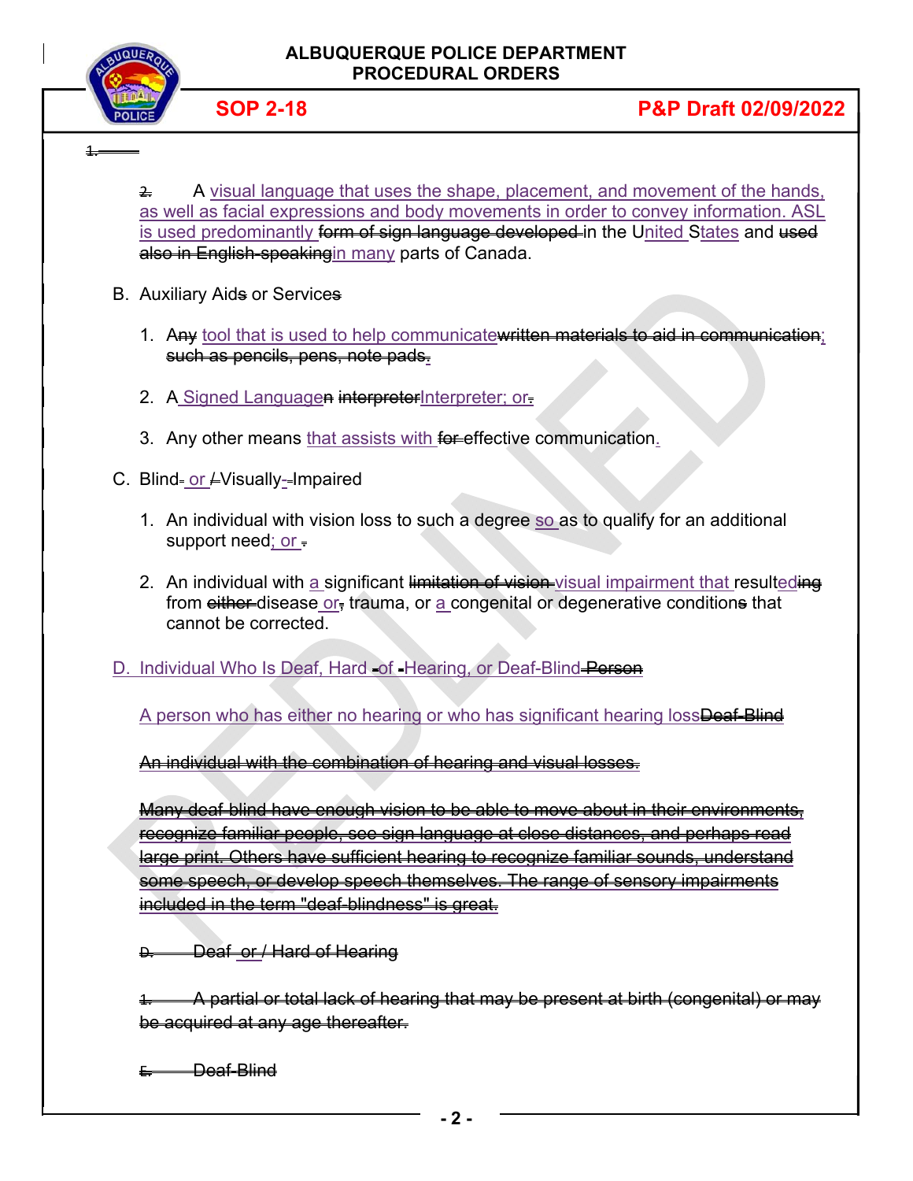1.

2. A visual language that uses the shape, placement, and movement of the hands, as well as facial expressions and body movements in order to convey information. ASL is used predominantly ~~form of sign language developed~~ in the United States and ~~used also in English-speaking~~in many parts of Canada.

B. Auxiliary Aid~~s~~ or Service~~s~~

1. An~~y~~ tool that is used to help communicate~~written materials to aid in communication~~; ~~such as pencils, pens, note pads.~~

2. A Signed Language~~n interpreter~~Interpreter; or~~.~~

3. Any other means that assists with ~~for~~ effective communication.

C. Blind~~-~~ or ~~/~~Visually~~--~~Impaired

1. An individual with vision loss to such a degree so as to qualify for an additional support need; or ~~.~~

2. An individual with a significant ~~limitation of vision~~ visual impairment that resulted~~ing~~ from ~~either~~ disease or~~,~~ trauma, or a congenital or degenerative condition~~s~~ that cannot be corrected.

D. Individual Who Is Deaf, Hard ~~-~~of ~~-~~Hearing, or Deaf-Blind ~~Person~~

A person who has either no hearing or who has significant hearing loss~~Deaf-Blind~~

~~An individual with the combination of hearing and visual losses.~~

~~Many deaf-blind have enough vision to be able to move about in their environments, recognize familiar people, see sign language at close distances, and perhaps read large print. Others have sufficient hearing to recognize familiar sounds, understand some speech, or develop speech themselves. The range of sensory impairments included in the term "deaf-blindness" is great.~~

~~D. Deaf or / Hard of Hearing~~

~~1. A partial or total lack of hearing that may be present at birth (congenital) or may be acquired at any age thereafter.~~

~~E. Deaf-Blind~~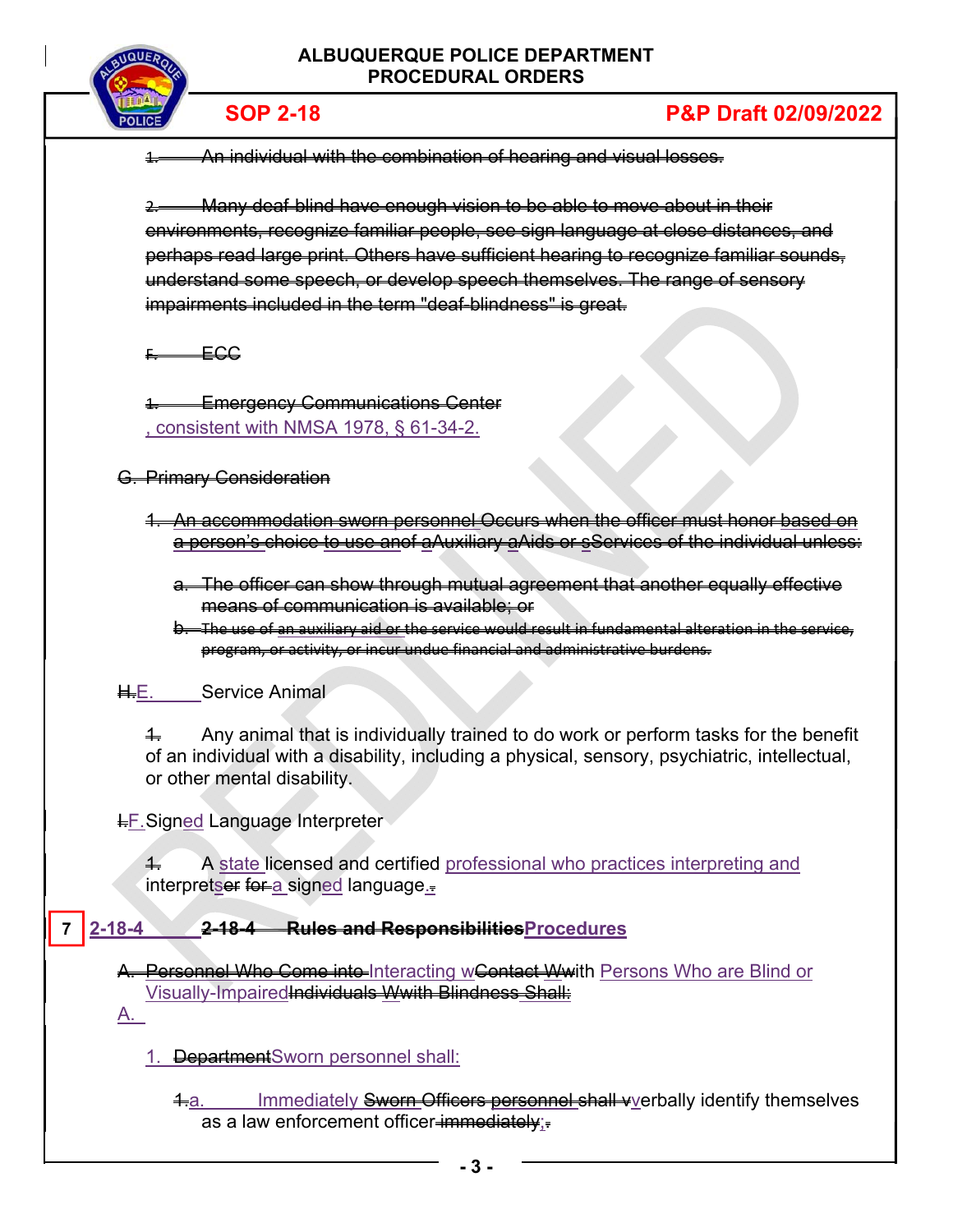1. An individual with the combination of hearing and visual losses.

2. Many deaf-blind have enough vision to be able to move about in their environments, recognize familiar people, see sign language at close distances, and perhaps read large print. Others have sufficient hearing to recognize familiar sounds, understand some speech, or develop speech themselves. The range of sensory impairments included in the term "deaf-blindness" is great.

F. ECC

1. Emergency Communications Center
, consistent with NMSA 1978, § 61-34-2.

G. Primary Consideration

1. An accommodation sworn personnel Occurs when the officer must honor based on a person's choice to use anof aAuxiliary aAids or sServices of the individual unless:

a. The officer can show through mutual agreement that another equally effective means of communication is available; or

b. The use of an auxiliary aid or the service would result in fundamental alteration in the service, program, or activity, or incur undue financial and administrative burdens.

H.E. Service Animal

1. Any animal that is individually trained to do work or perform tasks for the benefit of an individual with a disability, including a physical, sensory, psychiatric, intellectual, or other mental disability.

I.F. Signed Language Interpreter

1. A state licensed and certified professional who practices interpreting and interpretser for a signed language..

7 2-18-4 2-18-4 Rules and ResponsibilitiesProcedures

A. Personnel Who Come into Interacting wContact Wwith Persons Who are Blind or Visually-ImpairedIndividuals Wwith Blindness Shall:
A.

1. DepartmentSworn personnel shall:

1.a. Immediately Sworn Officers personnel shall vverbally identify themselves as a law enforcement officer immediately;.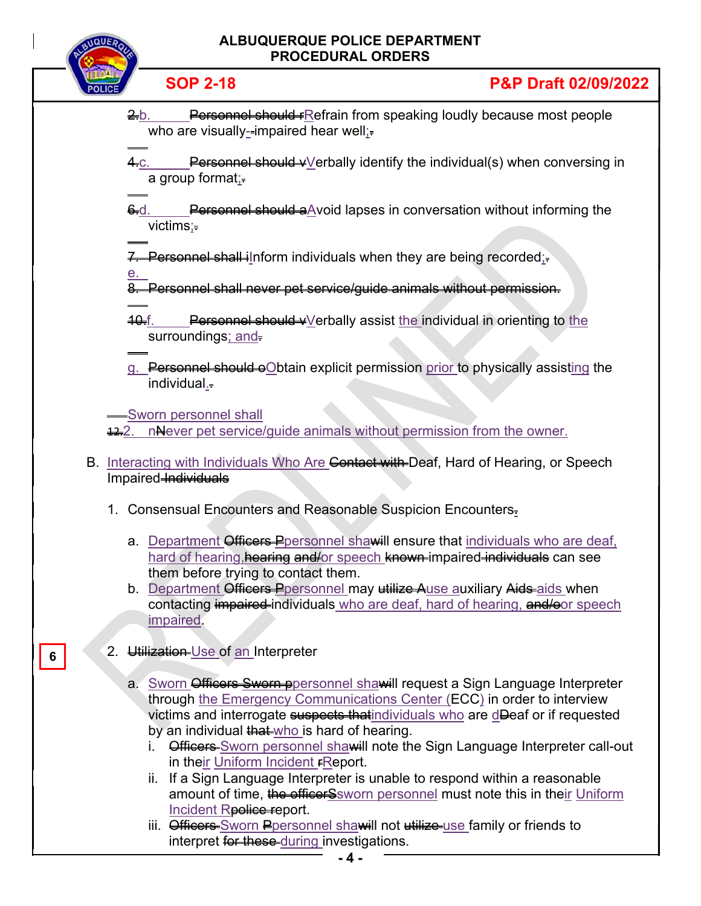2.b. Personnel should rRefrain from speaking loudly because most people who are visually--impaired hear well;.

4.c. Personnel should vVerbally identify the individual(s) when conversing in a group format;.

6.d. Personnel should aAvoid lapses in conversation without informing the victims;.

7. Personnel shall iInform individuals when they are being recorded;.
e.
8. Personnel shall never pet service/guide animals without permission.

10.f. Personnel should vVerbally assist the individual in orienting to the surroundings; and.

g. Personnel should oObtain explicit permission prior to physically assisting the individual..

Sworn personnel shall
12.2. nNever pet service/guide animals without permission from the owner.

B. Interacting with Individuals Who Are Contact with Deaf, Hard of Hearing, or Speech Impaired Individuals

1. Consensual Encounters and Reasonable Suspicion Encounters.

   a. Department Officers Ppersonnel shawill ensure that individuals who are deaf, hard of hearing, hearing and/or speech known impaired individuals can see them before trying to contact them.
   b. Department Officers Ppersonnel may utilize Ause auxiliary Aids aids when contacting impaired individuals who are deaf, hard of hearing, and/oor speech impaired.

6

2. Utilization Use of an Interpreter

   a. Sworn Officers Sworn ppersonnel shawill request a Sign Language Interpreter through the Emergency Communications Center (ECC) in order to interview victims and interrogate suspects thatindividuals who are dDeaf or if requested by an individual that who is hard of hearing.
      i. Officers Sworn personnel shawill note the Sign Language Interpreter call-out in their Uniform Incident rReport.
      ii. If a Sign Language Interpreter is unable to respond within a reasonable amount of time, the officerSsworn personnel must note this in their Uniform Incident Rpolice report.
      iii. Officers Sworn Ppersonnel shawill not utilize use family or friends to interpret for these during investigations.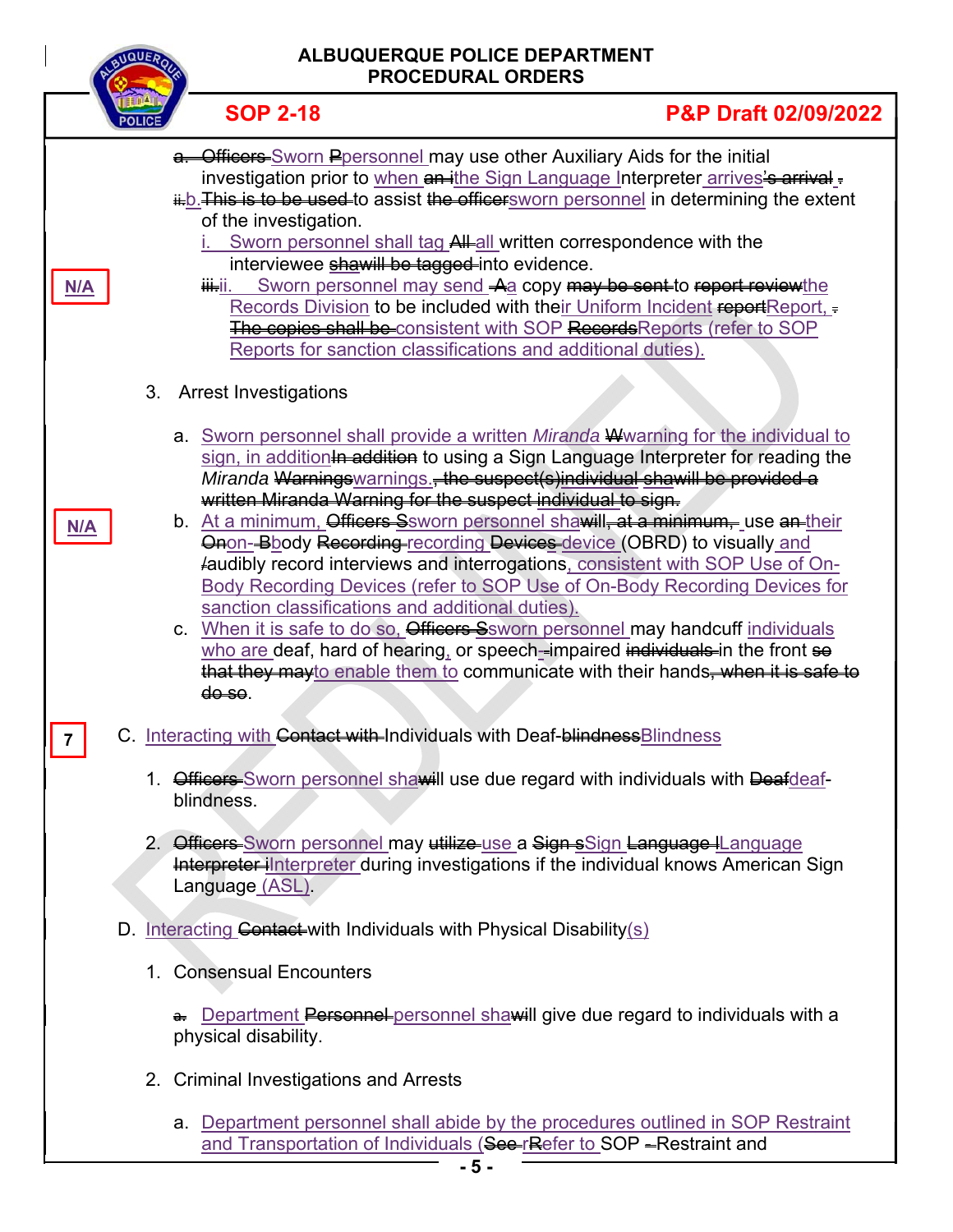a. ~~Officers~~ Sworn ~~P~~personnel may use other Auxiliary Aids for the initial investigation prior to when ~~an~~ ~~i~~the Sign Language Interpreter arrives~~'s arrival~~ ~~.~~

~~ii.~~b. ~~This is to be used~~ to assist ~~the officers~~sworn personnel in determining the extent of the investigation.

i. Sworn personnel shall tag ~~All~~ all written correspondence with the interviewee ~~shawill be tagged~~ into evidence.

N/A

~~iii.~~ii. Sworn personnel may send ~~A~~a copy ~~may be sent~~ to ~~report review~~the Records Division to be included with their Uniform Incident ~~report~~Report, ~~.~~ ~~The copies shall be~~ consistent with SOP ~~Records~~Reports (refer to SOP Reports for sanction classifications and additional duties).

3. Arrest Investigations

a. Sworn personnel shall provide a written *Miranda* ~~W~~warning for the individual to sign, in addition~~In addition~~ to using a Sign Language Interpreter for reading the *Miranda* ~~Warnings~~warnings. ~~, the suspect(s)individual shawill be provided a written Miranda Warning for the suspect individual to sign.~~

N/A

b. At a minimum, ~~Officers~~ ~~S~~sworn personnel sha~~will, at a minimum,~~ use ~~an~~ their ~~O~~on- ~~B~~body ~~Recording~~ recording ~~Devices~~ device (OBRD) to visually and ~~/~~audibly record interviews and interrogations, consistent with SOP Use of On-Body Recording Devices (refer to SOP Use of On-Body Recording Devices for sanction classifications and additional duties).

c. When it is safe to do so, ~~Officers~~ ~~S~~sworn personnel may handcuff individuals who are deaf, hard of hearing, or speech-~~-~~impaired ~~individuals~~ in the front ~~so that they may~~to enable them to communicate with their hands~~, when it is safe to do so~~.

7

## C. Interacting with ~~Contact with~~ Individuals with Deaf-~~blindness~~Blindness

1. ~~Officers~~ Sworn personnel sha~~will~~ll use due regard with individuals with ~~Deaf~~deaf-blindness.

2. ~~Officers~~ Sworn personnel may ~~utilize~~ use a ~~Sign s~~Sign ~~Language l~~Language ~~Interpreter i~~Interpreter during investigations if the individual knows American Sign Language (ASL).

## D. Interacting ~~Contact~~ with Individuals with Physical Disability(s)

1. Consensual Encounters

~~a.~~ Department ~~Personnel~~ personnel sha~~will~~ll give due regard to individuals with a physical disability.

2. Criminal Investigations and Arrests

a. Department personnel shall abide by the procedures outlined in SOP Restraint and Transportation of Individuals (~~See~~ ~~r~~Refer to SOP ~~-~~Restraint and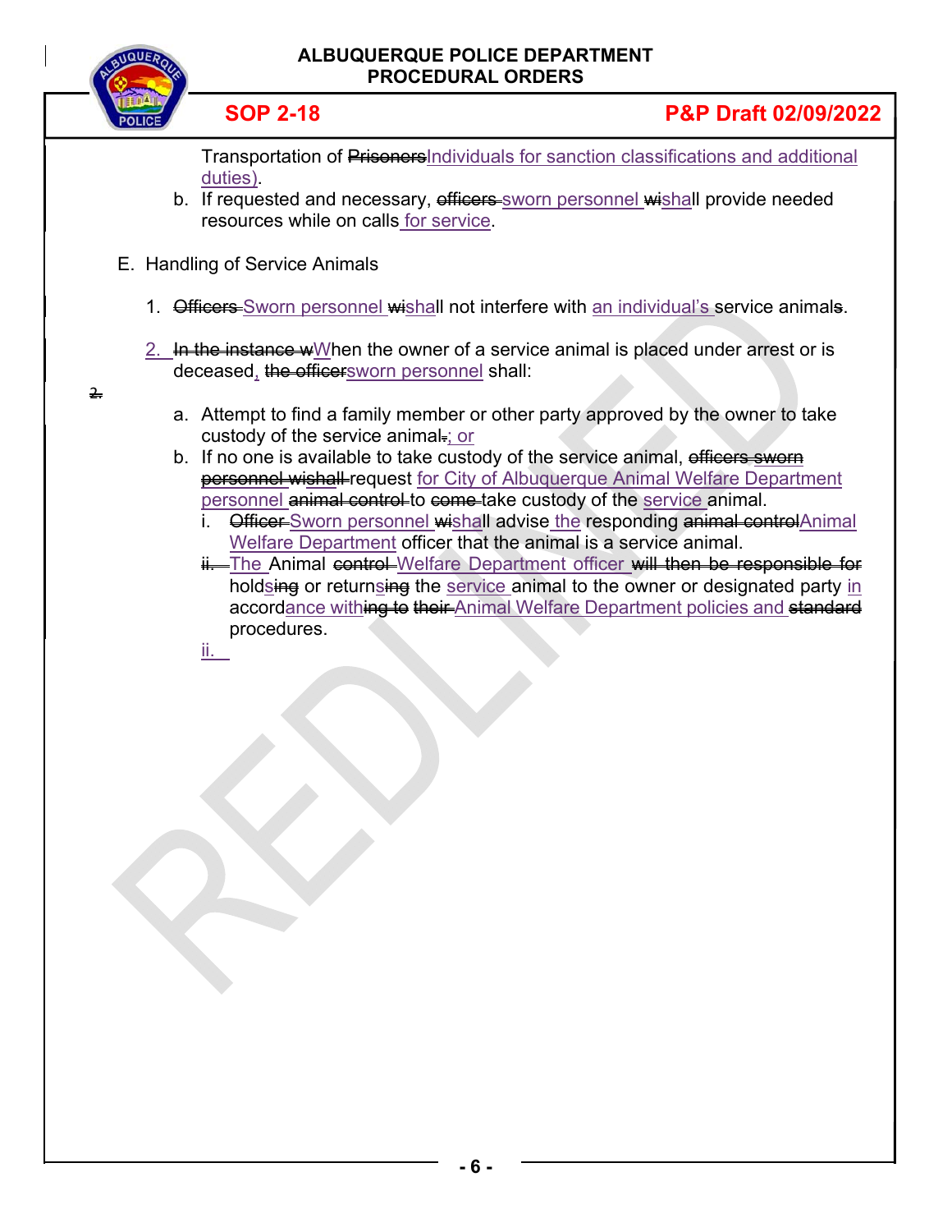Transportation of ~~Prisoners~~Individuals for sanction classifications and additional duties).

b. If requested and necessary, ~~officers~~ sworn personnel ~~wi~~shall provide needed resources while on calls for service.

E. Handling of Service Animals

1. ~~Officers~~ Sworn personnel ~~wi~~shall not interfere with an individual's service animal~~s~~.

2. ~~In the instance w~~When the owner of a service animal is placed under arrest or is deceased, ~~the officer~~sworn personnel shall:

~~2.~~

a. Attempt to find a family member or other party approved by the owner to take custody of the service animal~~.~~; or

b. If no one is available to take custody of the service animal, ~~officers sworn personnel wishall~~ request for City of Albuquerque Animal Welfare Department personnel ~~animal control~~ to ~~come~~ take custody of the service animal.

i. ~~Officer~~ Sworn personnel ~~wi~~shall advise the responding ~~animal control~~Animal Welfare Department officer that the animal is a service animal.

~~ii.~~ The Animal ~~control~~ Welfare Department officer ~~will then be responsible for~~ holds~~ing~~ or returns~~ing~~ the service animal to the owner or designated party in accordance with~~ing to their~~ Animal Welfare Department policies and ~~standard~~ procedures.

ii.